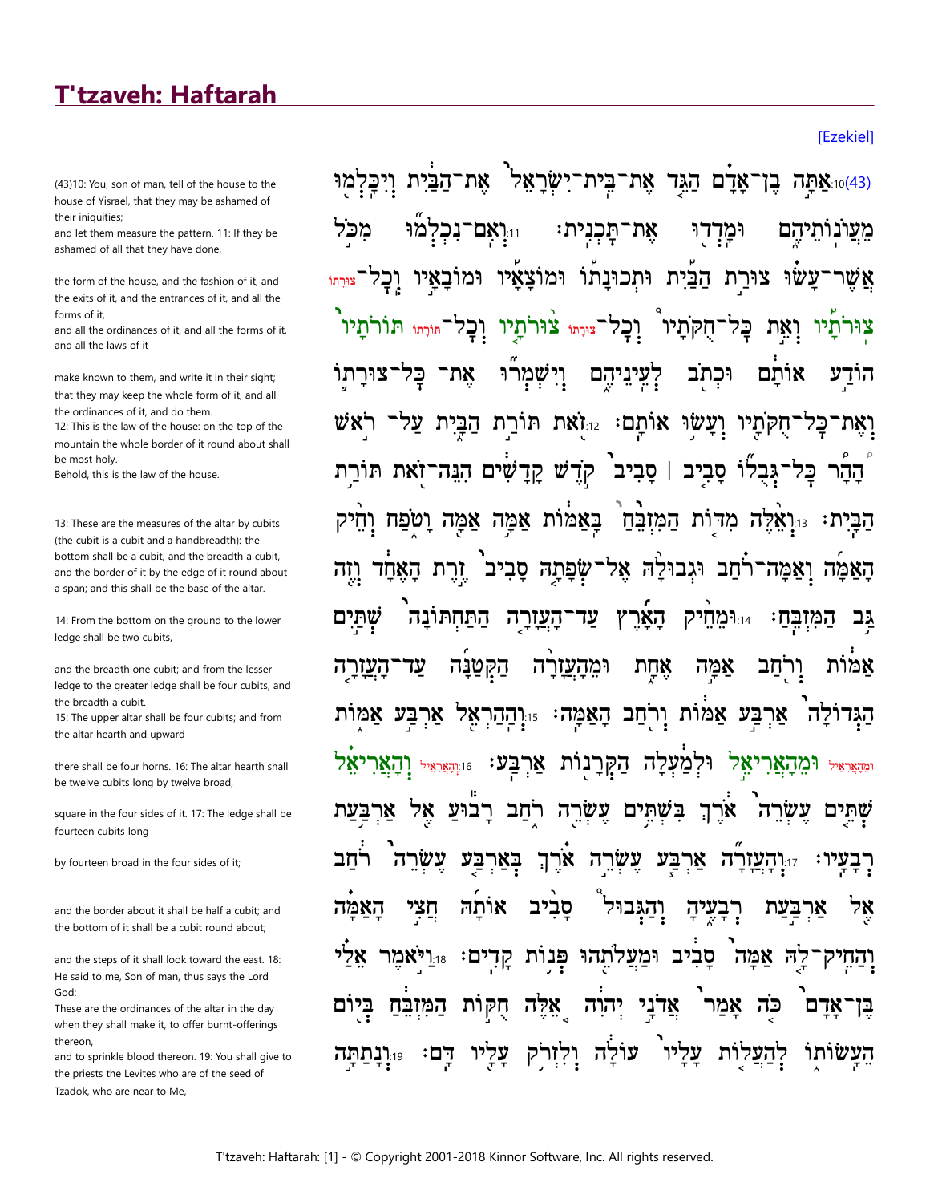# T'tzaveh: Haftarah

[Ezekiel]

(43)10: You, son of man, tell of the house to the house of Yisrael, that they may be ashamed of their iniquities;
and let them measure the pattern. 11: If they be ashamed of all that they have done,

the form of the house, and the fashion of it, and the exits of it, and the entrances of it, and all the forms of it,
and all the ordinances of it, and all the forms of it, and all the laws of it

make known to them, and write it in their sight; that they may keep the whole form of it, and all the ordinances of it, and do them.
12: This is the law of the house: on the top of the mountain the whole border of it round about shall be most holy.
Behold, this is the law of the house.

13: These are the measures of the altar by cubits (the cubit is a cubit and a handbreadth): the bottom shall be a cubit, and the breadth a cubit, and the border of it by the edge of it round about a span; and this shall be the base of the altar.

14: From the bottom on the ground to the lower ledge shall be two cubits,

and the breadth one cubit; and from the lesser ledge to the greater ledge shall be four cubits, and the breadth a cubit.
15: The upper altar shall be four cubits; and from the altar hearth and upward

there shall be four horns. 16: The altar hearth shall be twelve cubits long by twelve broad,

square in the four sides of it. 17: The ledge shall be fourteen cubits long

by fourteen broad in the four sides of it;

and the border about it shall be half a cubit; and the bottom of it shall be a cubit round about;

and the steps of it shall look toward the east. 18: He said to me, Son of man, thus says the Lord God:
These are the ordinances of the altar in the day when they shall make it, to offer burnt-offerings thereon,
and to sprinkle blood thereon. 19: You shall give to the priests the Levites who are of the seed of Tzadok, who are near to Me,

(43)10:אַתָּה בֶן־אָדָם הַגֵּד אֶת־בֵּית־יִשְׂרָאֵל אֶת־הַבַּיִת וְיִכָּלְמוּ מֵעֲוֺנוֹתֵיהֶם וּמָדְדוּ אֶת־תָּכְנִית׃ 11:וְאִם־נִכְלְמוּ מִכֹּל אֲשֶׁר־עָשׂוּ צוּרַת הַבַּיִת וּתְכוּנָתוֹ וּמוֹצָאָיו וּמוֹבָאָיו וְכָל־צורתו צוּרֹתָיו וְאֵת כָּל־חֻקֹּתָיו וְכָל־צורתו צוּרֹתָיו וְכָל־תורתו תּוֹרֹתָיו הוֹדַע אוֹתָם וּכְתֹב לְעֵינֵיהֶם וְיִשְׁמְרוּ אֶת־כָּל־צוּרָתוֹ וְאֶת־כָּל־חֻקֹּתָיו וְעָשׂוּ אוֹתָם׃ 12:זֹאת תּוֹרַת הַבָּיִת עַל־רֹאשׁ הָהָר כָּל־גְּבֻלוֹ סָבִיב | סָבִיב קֹדֶשׁ קָדָשִׁים הִנֵּה־זֹאת תּוֹרַת הַבָּיִת׃ 13:וְאֵלֶּה מִדּוֹת הַמִּזְבֵּחַ בָּאַמּוֹת אַמָּה אַמָּה וָטֹפַח וְחֵיק הָאַמָּה וְאַמָּה־רֹחַב וּגְבוּלָהּ אֶל־שְׂפָתָהּ סָבִיב זֶרֶת הָאֶחָד וְזֶה גַּב הַמִּזְבֵּחַ׃ 14:וּמֵחֵיק הָאָרֶץ עַד־הָעֲזָרָה הַתַּחְתּוֹנָה שְׁתַּיִם אַמּוֹת וְרֹחַב אַמָּה אֶחָת וּמֵהָעֲזָרָה הַקְּטַנָּה עַד־הָעֲזָרָה הַגְּדוֹלָה אַרְבַּע אַמּוֹת וְרֹחַב הָאַמָּה׃ 15:וְהַהַרְאֵל אַרְבַּע אַמּוֹת ומהאראיל וּמֵהָאֲרִיאֵל וּלְמַעְלָה הַקְּרָנוֹת אַרְבַּע׃ 16:והאראיל וְהָאֲרִיאֵל שְׁתֵּים עֶשְׂרֵה אֹרֶךְ בִּשְׁתֵּים עֶשְׂרֵה רֹחַב רָבוּעַ אֶל אַרְבַּעַת רְבָעָיו׃ 17:וְהָעֲזָרָה אַרְבַּע עֶשְׂרֵה אֹרֶךְ בְּאַרְבַּע עֶשְׂרֵה רֹחַב אֶל אַרְבַּעַת רְבָעֶיהָ וְהַגְּבוּל סָבִיב אוֹתָהּ חֲצִי הָאַמָּה וְהַחֵיק־לָהּ אַמָּה סָבִיב וּמַעֲלֹתֵהוּ פְּנוֹת קָדִים׃ 18:וַיֹּאמֶר אֵלַי בֶּן־אָדָם כֹּה אָמַר אֲדֹנָי יְהוִה אֵלֶּה חֻקּוֹת הַמִּזְבֵּחַ בְּיוֹם הֵעָשׂוֹתוֹ לְהַעֲלוֹת עָלָיו עוֹלָה וְלִזְרֹק עָלָיו דָּם׃ 19:וְנָתַתָּה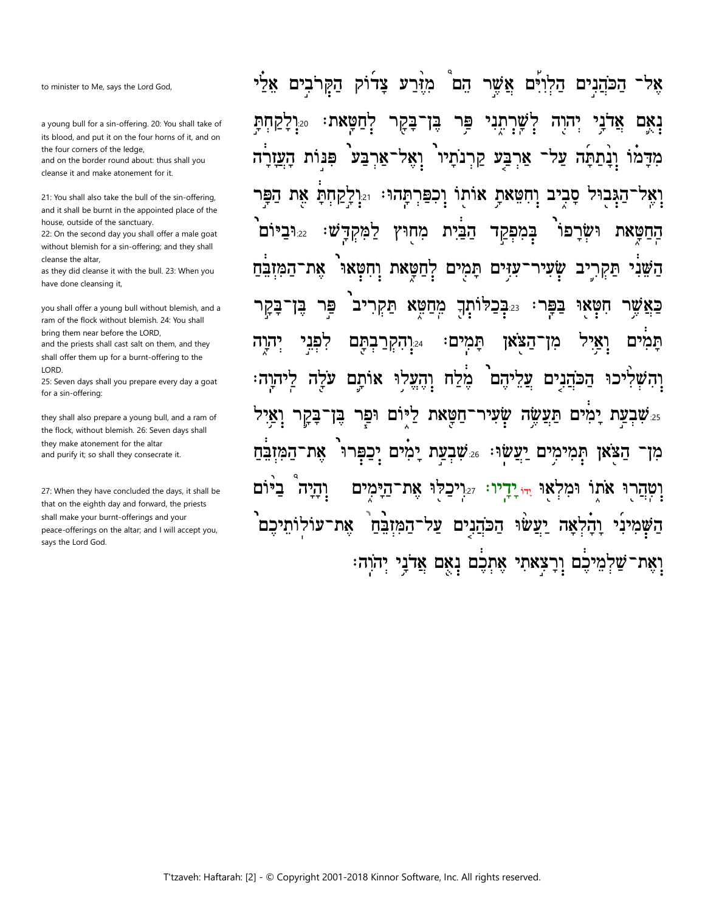to minister to Me, says the Lord God,

a young bull for a sin-offering. 20: You shall take of its blood, and put it on the four horns of it, and on the four corners of the ledge,
and on the border round about: thus shall you cleanse it and make atonement for it.

21: You shall also take the bull of the sin-offering, and it shall be burnt in the appointed place of the house, outside of the sanctuary.
22: On the second day you shall offer a male goat without blemish for a sin-offering; and they shall cleanse the altar,
as they did cleanse it with the bull. 23: When you have done cleansing it,

you shall offer a young bull without blemish, and a ram of the flock without blemish. 24: You shall bring them near before the LORD,
and the priests shall cast salt on them, and they shall offer them up for a burnt-offering to the LORD.
25: Seven days shall you prepare every day a goat for a sin-offering:

they shall also prepare a young bull, and a ram of the flock, without blemish. 26: Seven days shall they make atonement for the altar
and purify it; so shall they consecrate it.

27: When they have concluded the days, it shall be that on the eighth day and forward, the priests shall make your burnt-offerings and your peace-offerings on the altar; and I will accept you, says the Lord God.

אֶל־ הַכֹּהֲנִים הַלְוִיִּם אֲשֶׁר הֵם מִזֶּרַע צָדוֹק הַקְּרֹבִים אֵלַי
נְאֻם אֲדֹנָי יְהוִה לְשָׁרְתֵנִי פַּר בֶּן־בָּקָר לְחַטָּאת׃ 20 וְלָקַחְתָּ
מִדָּמוֹ וְנָתַתָּה עַל־ אַרְבַּע קַרְנֹתָיו וְאֶל־אַרְבַּע פִּנּוֹת הָעֲזָרָה
וְאֶל־הַגְּבוּל סָבִיב וְחִטֵּאתָ אוֹתוֹ וְכִפַּרְתָּהוּ׃ 21 וְלָקַחְתָּ אֵת הַפָּר
הַחַטָּאת וּשְׂרָפוֹ בְּמִפְקַד הַבַּיִת מִחוּץ לַמִּקְדָּשׁ׃ 22 וּבַיּוֹם
הַשֵּׁנִי תַּקְרִיב שְׂעִיר־עִזִּים תָּמִים לְחַטָּאת וְחִטְּאוּ אֶת־הַמִּזְבֵּחַ
כַּאֲשֶׁר חִטְּאוּ בַּפָּר׃ 23 בְּכַלּוֹתְךָ מֵחַטֵּא תַּקְרִיב פַּר בֶּן־בָּקָר
תָּמִים וְאַיִל מִן־הַצֹּאן תָּמִים׃ 24 וְהִקְרַבְתָּם לִפְנֵי יְהוָה
וְהִשְׁלִיכוּ הַכֹּהֲנִים עֲלֵיהֶם מֶלַח וְהֶעֱלוּ אוֹתָם עֹלָה לַיהוָה׃
25 שִׁבְעַת יָמִים תַּעֲשֶׂה שְׂעִיר־חַטָּאת לַיּוֹם וּפַר בֶּן־בָּקָר וְאַיִל
מִן־ הַצֹּאן תְּמִימִים יַעֲשׂוּ׃ 26 שִׁבְעַת יָמִים יְכַפְּרוּ אֶת־הַמִּזְבֵּחַ
וְטִהֲרוּ אֹתוֹ וּמִלְאוּ יָדוֹ יָדָיו׃ 27 וִיכַלּוּ אֶת־הַיָּמִים וְהָיָה בַיּוֹם
הַשְּׁמִינִי וָהָלְאָה יַעֲשׂוּ הַכֹּהֲנִים עַל־הַמִּזְבֵּחַ אֶת־עוֹלוֹתֵיכֶם
וְאֶת־שַׁלְמֵיכֶם וְרָצָאתִי אֶתְכֶם נְאֻם אֲדֹנָי יְהוִה׃